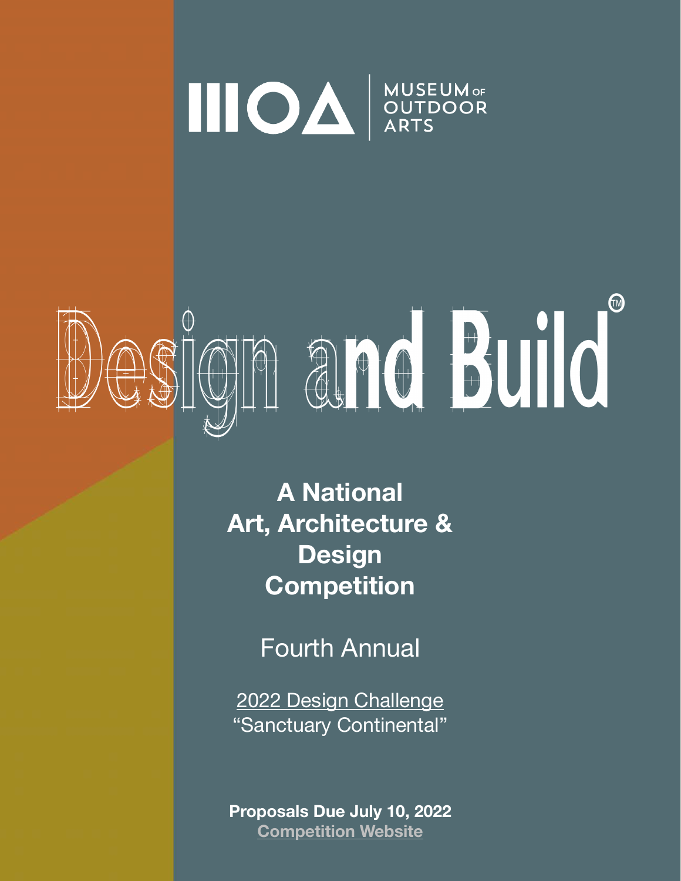MUSEUM OF OUTDOOR ARTS

# Design and Build™

## A National Art, Architecture & Design Competition

Fourth Annual

2022 Design Challenge
"Sanctuary Continental"

**Proposals Due July 10, 2022**
**Competition Website**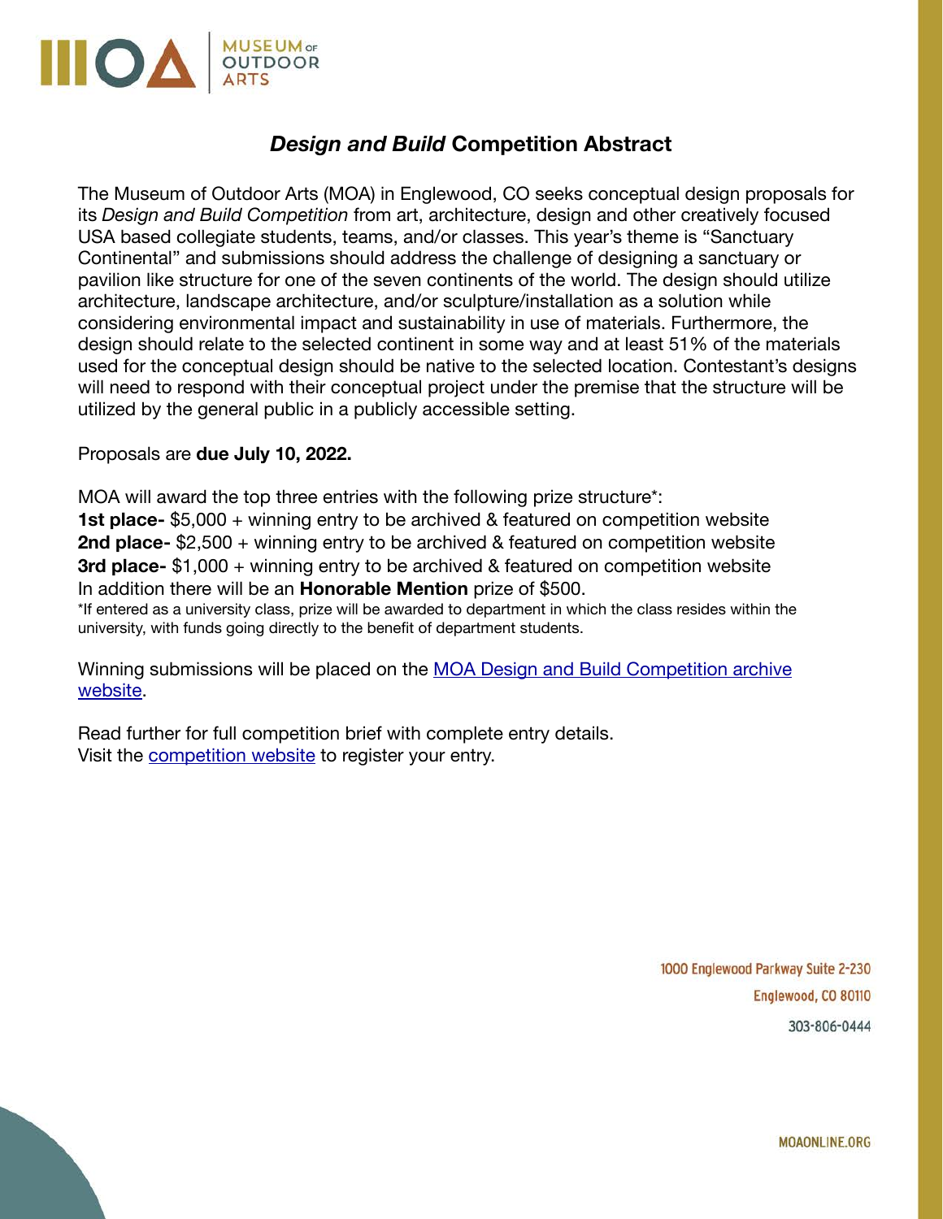# *Design and Build* Competition Abstract

The Museum of Outdoor Arts (MOA) in Englewood, CO seeks conceptual design proposals for its *Design and Build Competition* from art, architecture, design and other creatively focused USA based collegiate students, teams, and/or classes. This year's theme is "Sanctuary Continental" and submissions should address the challenge of designing a sanctuary or pavilion like structure for one of the seven continents of the world. The design should utilize architecture, landscape architecture, and/or sculpture/installation as a solution while considering environmental impact and sustainability in use of materials. Furthermore, the design should relate to the selected continent in some way and at least 51% of the materials used for the conceptual design should be native to the selected location. Contestant's designs will need to respond with their conceptual project under the premise that the structure will be utilized by the general public in a publicly accessible setting.

Proposals are **due July 10, 2022.**

MOA will award the top three entries with the following prize structure*:
**1st place-** $5,000 + winning entry to be archived & featured on competition website
**2nd place-** $2,500 + winning entry to be archived & featured on competition website
**3rd place-** $1,000 + winning entry to be archived & featured on competition website
In addition there will be an **Honorable Mention** prize of $500.
*If entered as a university class, prize will be awarded to department in which the class resides within the university, with funds going directly to the benefit of department students.

Winning submissions will be placed on the MOA Design and Build Competition archive website.

Read further for full competition brief with complete entry details.
Visit the competition website to register your entry.

1000 Englewood Parkway Suite 2-230
Englewood, CO 80110
303-806-0444

MOAONLINE.ORG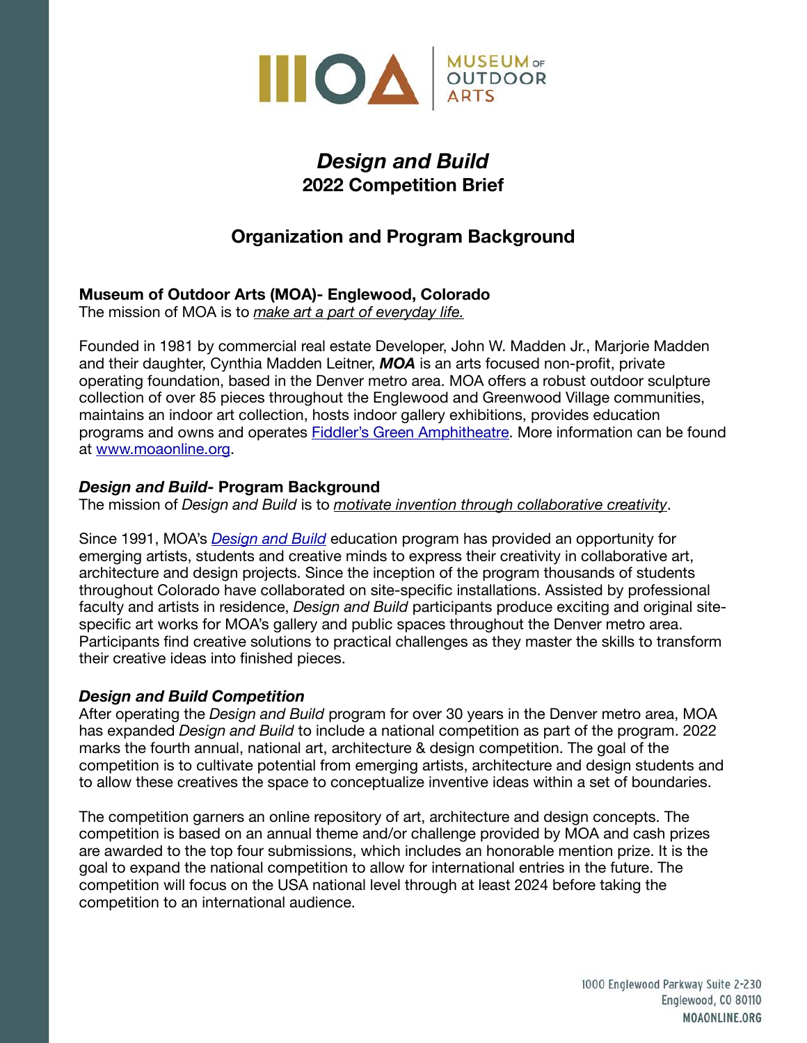# *Design and Build*
## 2022 Competition Brief

## Organization and Program Background

### Museum of Outdoor Arts (MOA)- Englewood, Colorado

The mission of MOA is to *make art a part of everyday life.*

Founded in 1981 by commercial real estate Developer, John W. Madden Jr., Marjorie Madden and their daughter, Cynthia Madden Leitner, ***MOA*** is an arts focused non-profit, private operating foundation, based in the Denver metro area. MOA offers a robust outdoor sculpture collection of over 85 pieces throughout the Englewood and Greenwood Village communities, maintains an indoor art collection, hosts indoor gallery exhibitions, provides education programs and owns and operates Fiddler's Green Amphitheatre. More information can be found at www.moaonline.org.

### *Design and Build*- Program Background

The mission of *Design and Build* is to *motivate invention through collaborative creativity*.

Since 1991, MOA's *Design and Build* education program has provided an opportunity for emerging artists, students and creative minds to express their creativity in collaborative art, architecture and design projects. Since the inception of the program thousands of students throughout Colorado have collaborated on site-specific installations. Assisted by professional faculty and artists in residence, *Design and Build* participants produce exciting and original site-specific art works for MOA's gallery and public spaces throughout the Denver metro area. Participants find creative solutions to practical challenges as they master the skills to transform their creative ideas into finished pieces.

### *Design and Build Competition*

After operating the *Design and Build* program for over 30 years in the Denver metro area, MOA has expanded *Design and Build* to include a national competition as part of the program. 2022 marks the fourth annual, national art, architecture & design competition. The goal of the competition is to cultivate potential from emerging artists, architecture and design students and to allow these creatives the space to conceptualize inventive ideas within a set of boundaries.

The competition garners an online repository of art, architecture and design concepts. The competition is based on an annual theme and/or challenge provided by MOA and cash prizes are awarded to the top four submissions, which includes an honorable mention prize. It is the goal to expand the national competition to allow for international entries in the future. The competition will focus on the USA national level through at least 2024 before taking the competition to an international audience.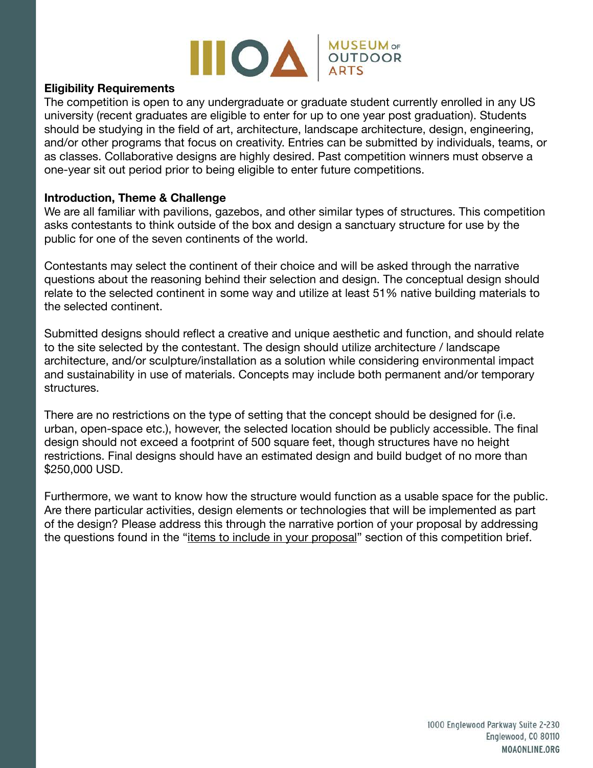**Eligibility Requirements**

The competition is open to any undergraduate or graduate student currently enrolled in any US university (recent graduates are eligible to enter for up to one year post graduation). Students should be studying in the field of art, architecture, landscape architecture, design, engineering, and/or other programs that focus on creativity. Entries can be submitted by individuals, teams, or as classes. Collaborative designs are highly desired. Past competition winners must observe a one-year sit out period prior to being eligible to enter future competitions.

**Introduction, Theme & Challenge**

We are all familiar with pavilions, gazebos, and other similar types of structures. This competition asks contestants to think outside of the box and design a sanctuary structure for use by the public for one of the seven continents of the world.

Contestants may select the continent of their choice and will be asked through the narrative questions about the reasoning behind their selection and design. The conceptual design should relate to the selected continent in some way and utilize at least 51% native building materials to the selected continent.

Submitted designs should reflect a creative and unique aesthetic and function, and should relate to the site selected by the contestant. The design should utilize architecture / landscape architecture, and/or sculpture/installation as a solution while considering environmental impact and sustainability in use of materials. Concepts may include both permanent and/or temporary structures.

There are no restrictions on the type of setting that the concept should be designed for (i.e. urban, open-space etc.), however, the selected location should be publicly accessible. The final design should not exceed a footprint of 500 square feet, though structures have no height restrictions. Final designs should have an estimated design and build budget of no more than $250,000 USD.

Furthermore, we want to know how the structure would function as a usable space for the public. Are there particular activities, design elements or technologies that will be implemented as part of the design? Please address this through the narrative portion of your proposal by addressing the questions found in the "items to include in your proposal" section of this competition brief.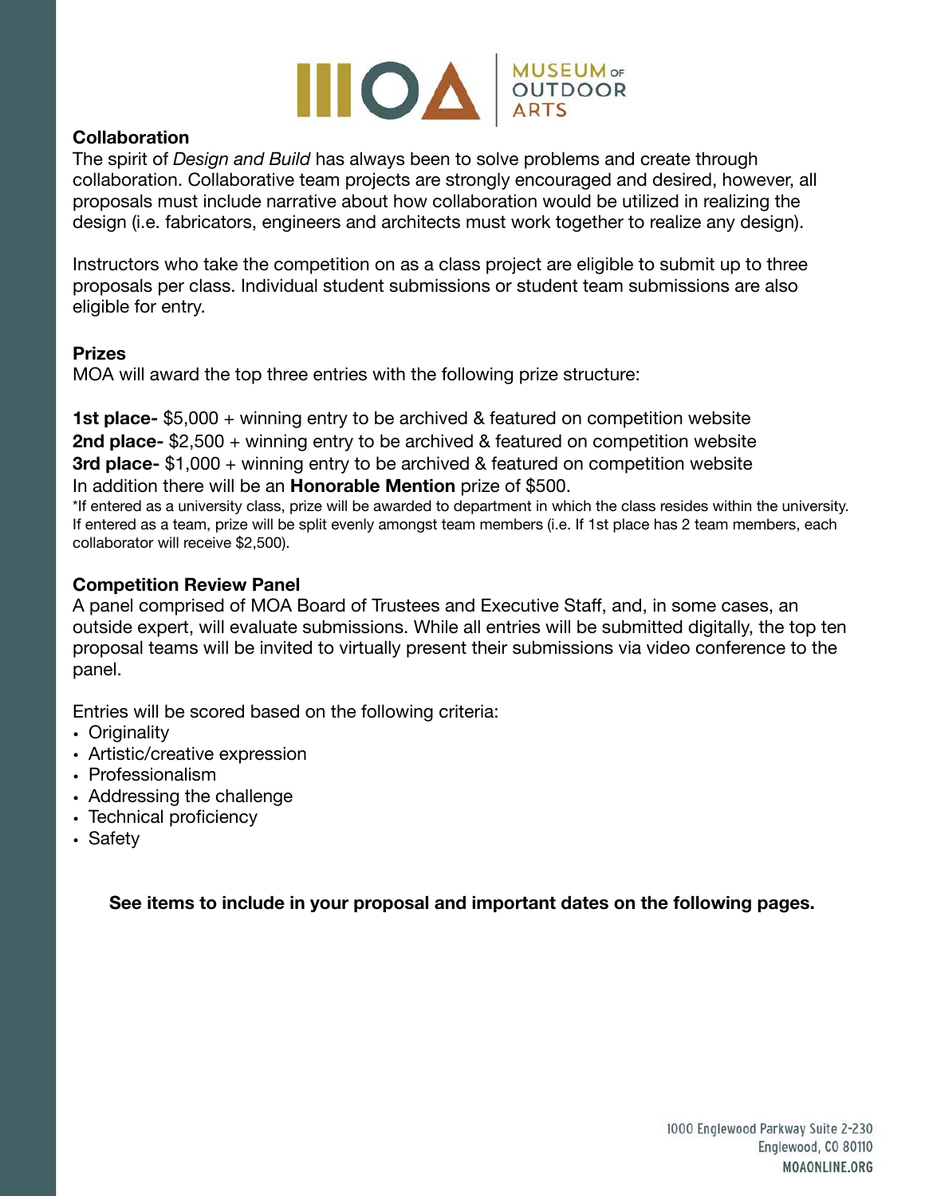## Collaboration

The spirit of *Design and Build* has always been to solve problems and create through collaboration. Collaborative team projects are strongly encouraged and desired, however, all proposals must include narrative about how collaboration would be utilized in realizing the design (i.e. fabricators, engineers and architects must work together to realize any design).

Instructors who take the competition on as a class project are eligible to submit up to three proposals per class. Individual student submissions or student team submissions are also eligible for entry.

## Prizes

MOA will award the top three entries with the following prize structure:

**1st place-** $5,000 + winning entry to be archived & featured on competition website
**2nd place-** $2,500 + winning entry to be archived & featured on competition website
**3rd place-** $1,000 + winning entry to be archived & featured on competition website
In addition there will be an **Honorable Mention** prize of $500.

*If entered as a university class, prize will be awarded to department in which the class resides within the university. If entered as a team, prize will be split evenly amongst team members (i.e. If 1st place has 2 team members, each collaborator will receive $2,500).

## Competition Review Panel

A panel comprised of MOA Board of Trustees and Executive Staff, and, in some cases, an outside expert, will evaluate submissions. While all entries will be submitted digitally, the top ten proposal teams will be invited to virtually present their submissions via video conference to the panel.

Entries will be scored based on the following criteria:

- Originality
- Artistic/creative expression
- Professionalism
- Addressing the challenge
- Technical proficiency
- Safety

**See items to include in your proposal and important dates on the following pages.**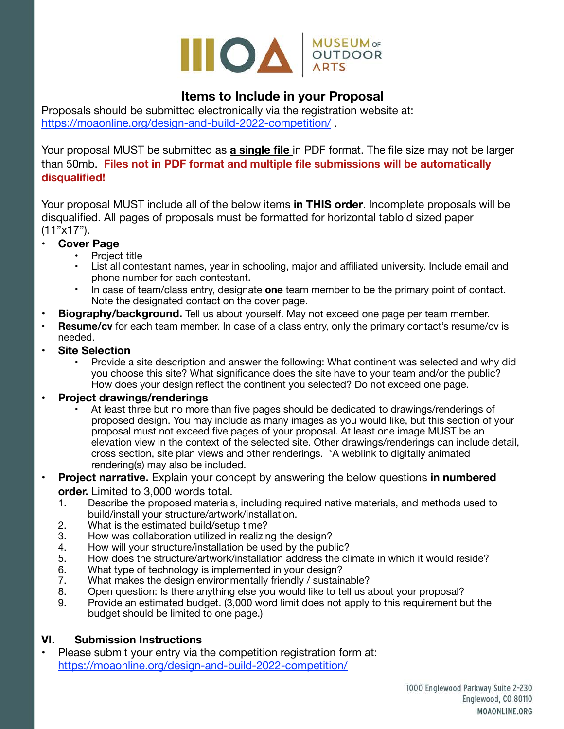## Items to Include in your Proposal

Proposals should be submitted electronically via the registration website at: https://moaonline.org/design-and-build-2022-competition/ .

Your proposal MUST be submitted as **a single file** in PDF format. The file size may not be larger than 50mb. **Files not in PDF format and multiple file submissions will be automatically disqualified!**

Your proposal MUST include all of the below items **in THIS order**. Incomplete proposals will be disqualified. All pages of proposals must be formatted for horizontal tabloid sized paper (11"x17").

- **Cover Page**
  - Project title
  - List all contestant names, year in schooling, major and affiliated university. Include email and phone number for each contestant.
  - In case of team/class entry, designate **one** team member to be the primary point of contact. Note the designated contact on the cover page.
- **Biography/background.** Tell us about yourself. May not exceed one page per team member.
- **Resume/cv** for each team member. In case of a class entry, only the primary contact's resume/cv is needed.
- **Site Selection**
  - Provide a site description and answer the following: What continent was selected and why did you choose this site? What significance does the site have to your team and/or the public? How does your design reflect the continent you selected? Do not exceed one page.
- **Project drawings/renderings**
  - At least three but no more than five pages should be dedicated to drawings/renderings of proposed design. You may include as many images as you would like, but this section of your proposal must not exceed five pages of your proposal. At least one image MUST be an elevation view in the context of the selected site. Other drawings/renderings can include detail, cross section, site plan views and other renderings. *A weblink to digitally animated rendering(s) may also be included.
- **Project narrative.** Explain your concept by answering the below questions **in numbered order.** Limited to 3,000 words total.
  1. Describe the proposed materials, including required native materials, and methods used to build/install your structure/artwork/installation.
  2. What is the estimated build/setup time?
  3. How was collaboration utilized in realizing the design?
  4. How will your structure/installation be used by the public?
  5. How does the structure/artwork/installation address the climate in which it would reside?
  6. What type of technology is implemented in your design?
  7. What makes the design environmentally friendly / sustainable?
  8. Open question: Is there anything else you would like to tell us about your proposal?
  9. Provide an estimated budget. (3,000 word limit does not apply to this requirement but the budget should be limited to one page.)

### VI. Submission Instructions

- Please submit your entry via the competition registration form at: https://moaonline.org/design-and-build-2022-competition/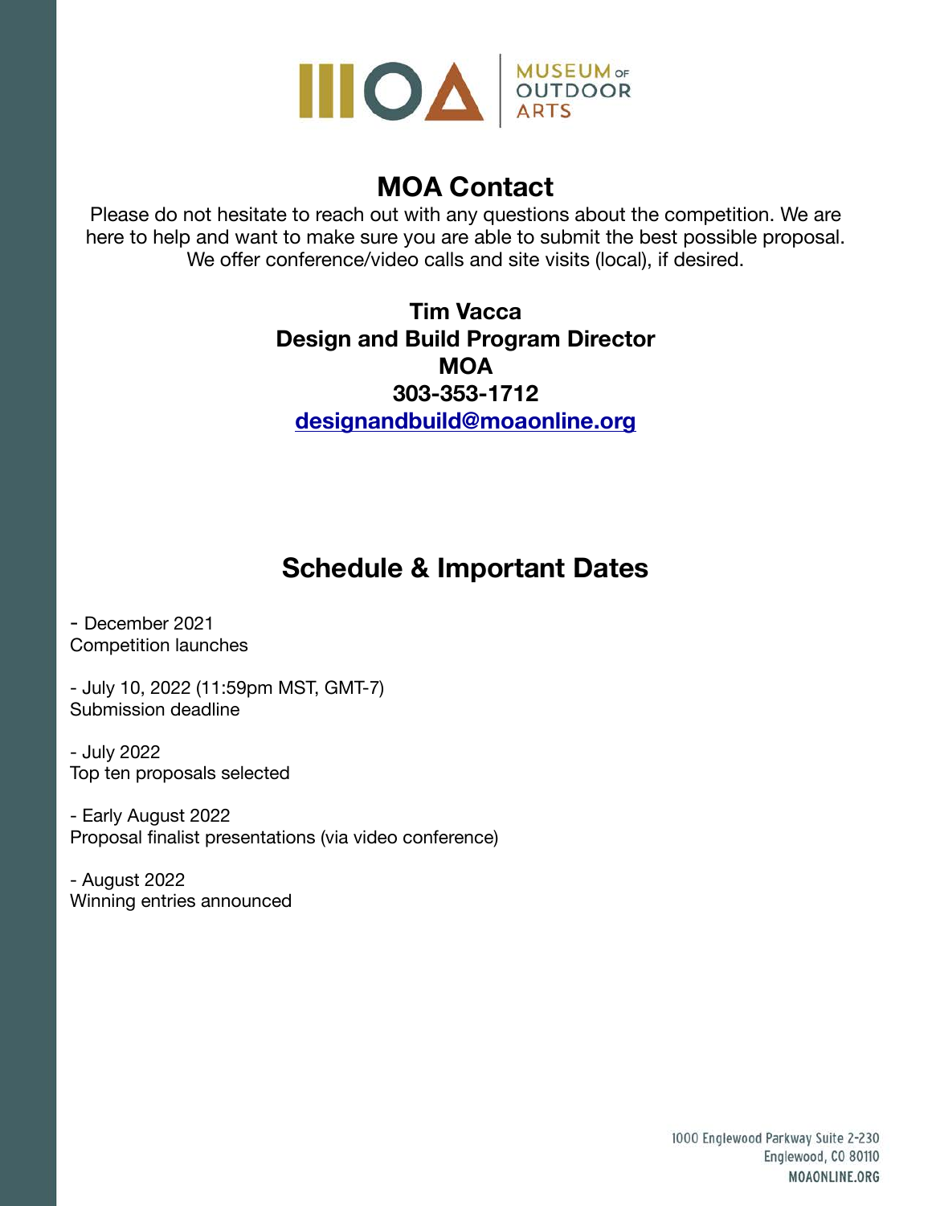## MOA Contact

Please do not hesitate to reach out with any questions about the competition. We are here to help and want to make sure you are able to submit the best possible proposal. We offer conference/video calls and site visits (local), if desired.

**Tim Vacca**
**Design and Build Program Director**
**MOA**
**303-353-1712**
**designandbuild@moaonline.org**

## Schedule & Important Dates

- December 2021
Competition launches

- July 10, 2022 (11:59pm MST, GMT-7)
Submission deadline

- July 2022
Top ten proposals selected

- Early August 2022
Proposal finalist presentations (via video conference)

- August 2022
Winning entries announced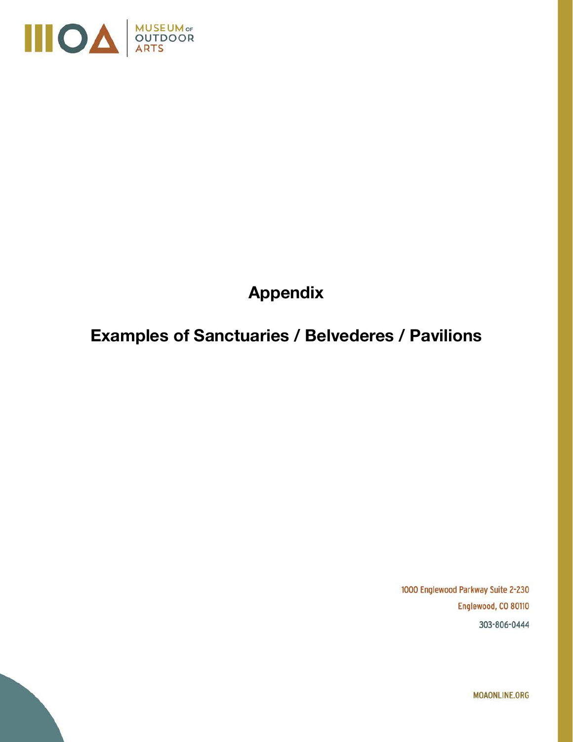# Appendix

## Examples of Sanctuaries / Belvederes / Pavilions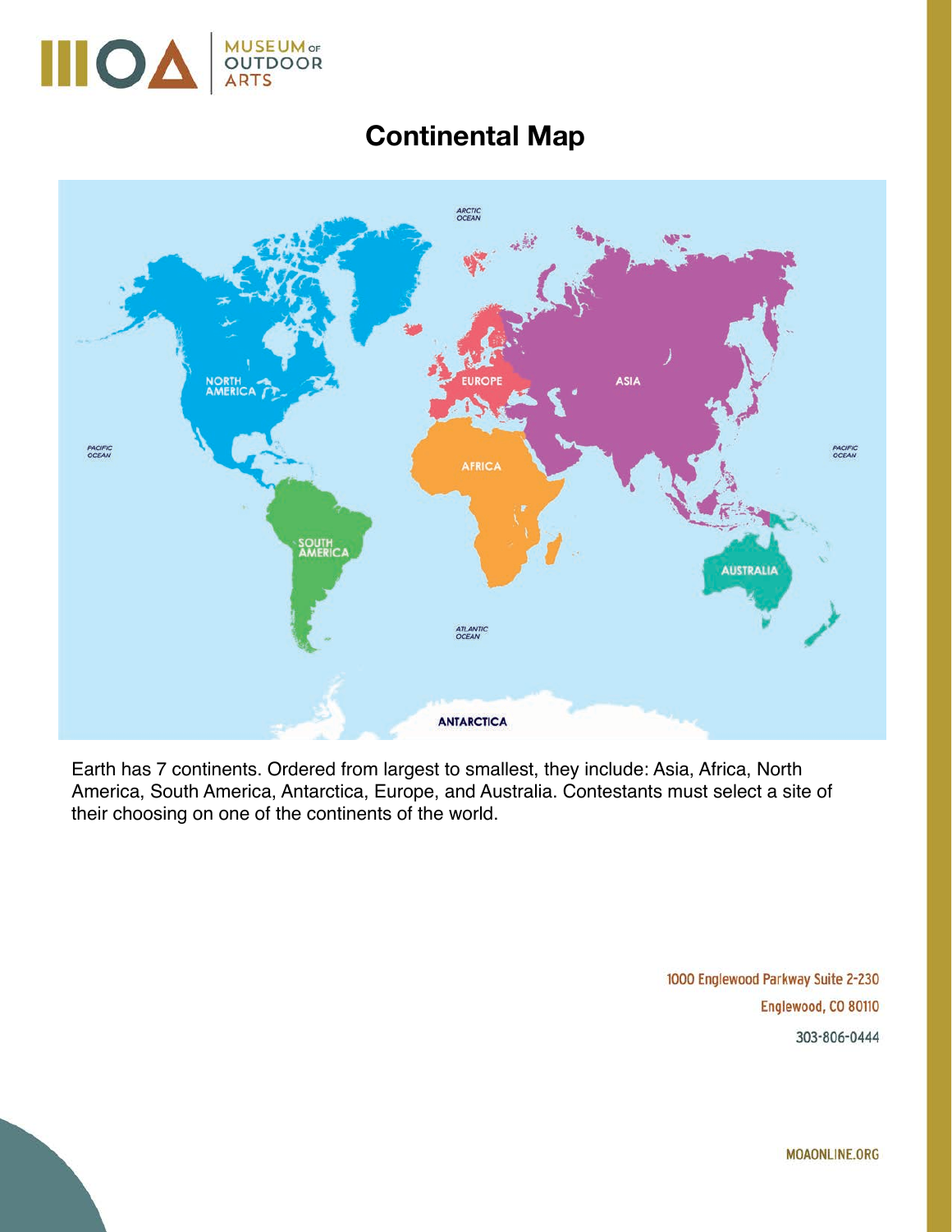# Continental Map

Earth has 7 continents. Ordered from largest to smallest, they include: Asia, Africa, North America, South America, Antarctica, Europe, and Australia. Contestants must select a site of their choosing on one of the continents of the world.

1000 Englewood Parkway Suite 2-230
Englewood, CO 80110
303-806-0444

MOAONLINE.ORG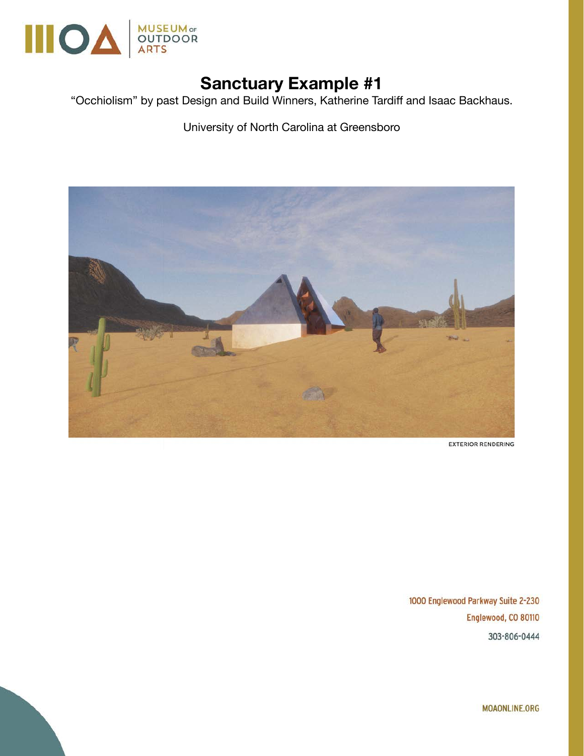# Sanctuary Example #1

"Occhiolism" by past Design and Build Winners, Katherine Tardiff and Isaac Backhaus.

University of North Carolina at Greensboro

EXTERIOR RENDERING

1000 Englewood Parkway Suite 2-230
Englewood, CO 80110
303-806-0444

MOAONLINE.ORG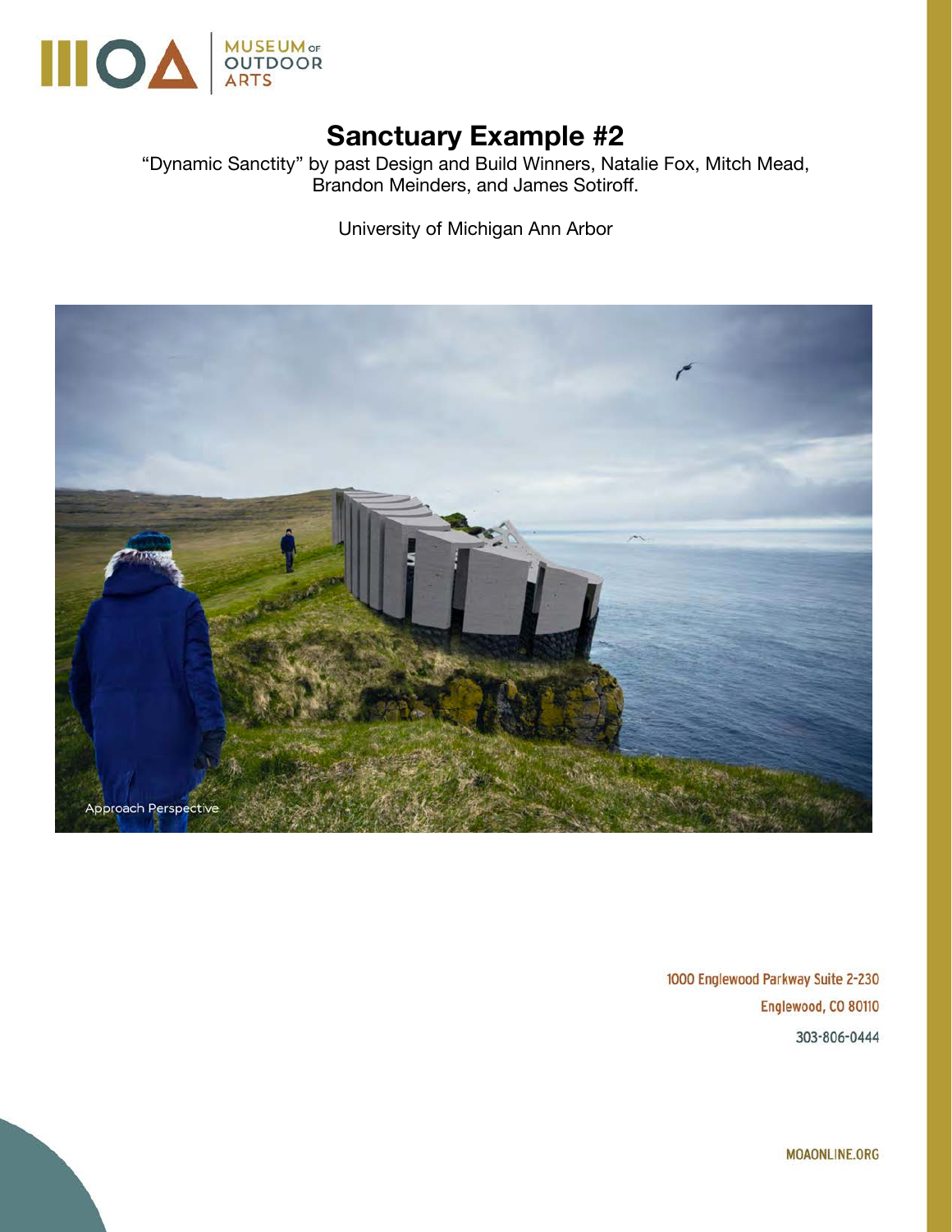# Sanctuary Example #2

"Dynamic Sanctity" by past Design and Build Winners, Natalie Fox, Mitch Mead, Brandon Meinders, and James Sotiroff.

University of Michigan Ann Arbor

Approach Perspective

1000 Englewood Parkway Suite 2-230
Englewood, CO 80110
303-806-0444

MOAONLINE.ORG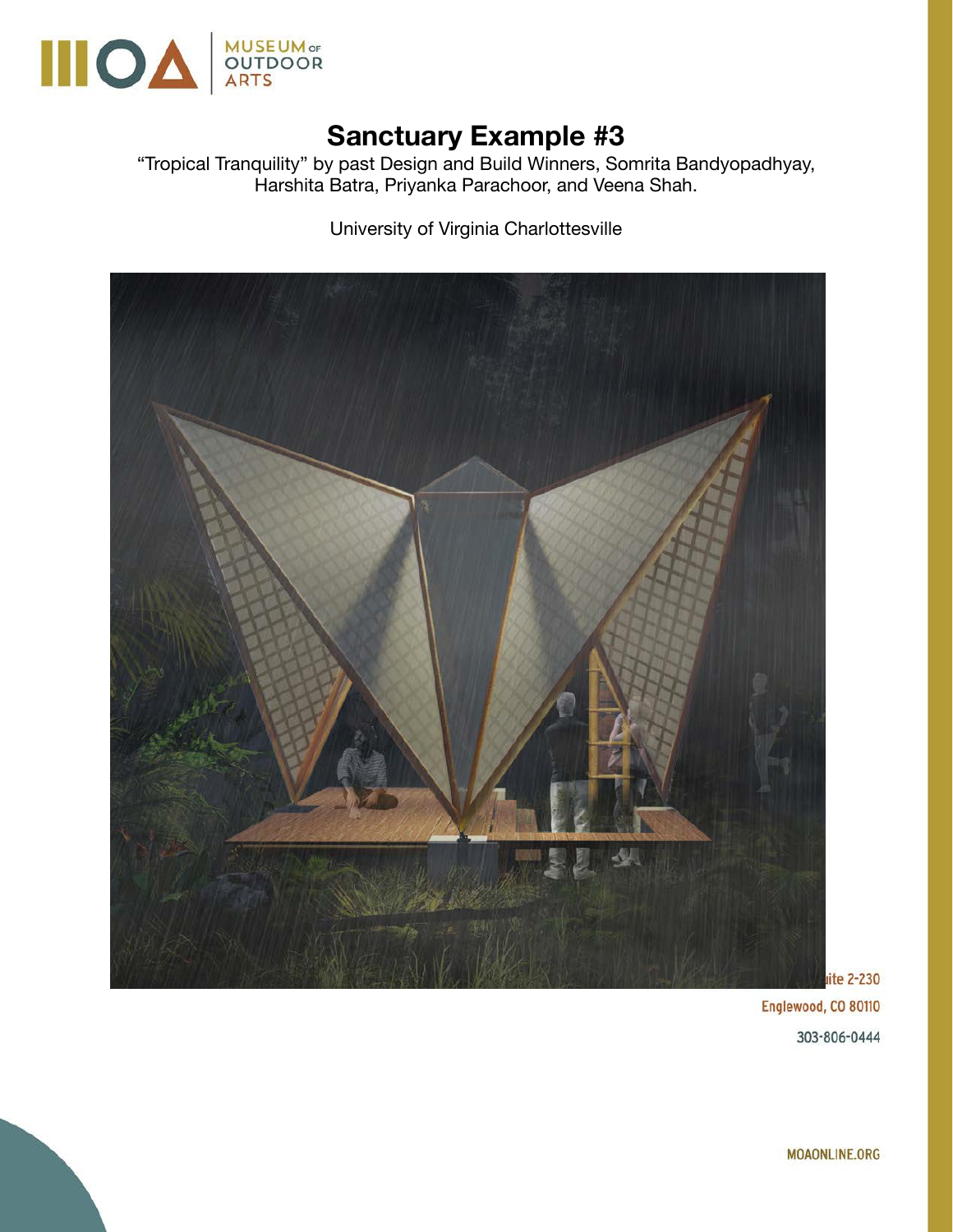# Sanctuary Example #3

"Tropical Tranquility" by past Design and Build Winners, Somrita Bandyopadhyay, Harshita Batra, Priyanka Parachoor, and Veena Shah.

University of Virginia Charlottesville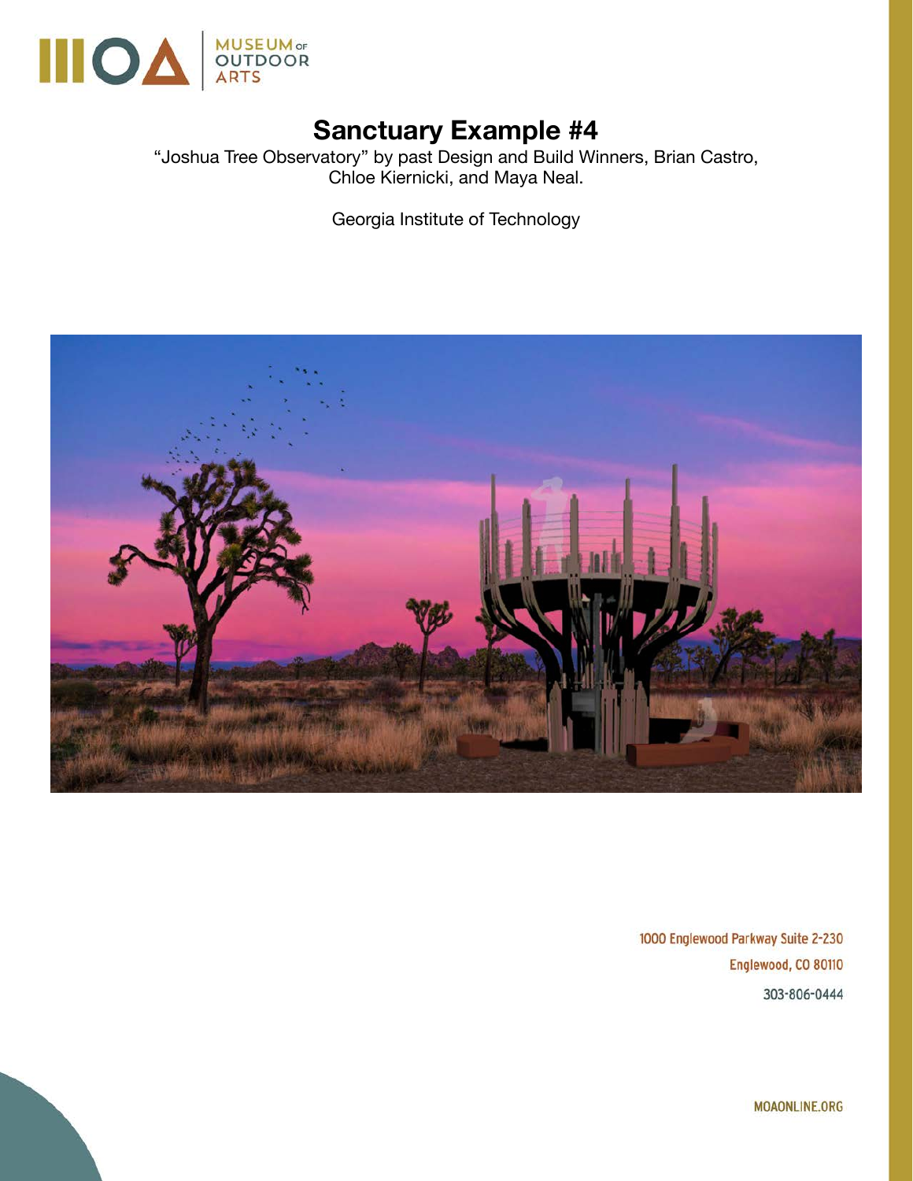# Sanctuary Example #4

"Joshua Tree Observatory" by past Design and Build Winners, Brian Castro, Chloe Kiernicki, and Maya Neal.

Georgia Institute of Technology

1000 Englewood Parkway Suite 2-230
Englewood, CO 80110
303-806-0444

MOAONLINE.ORG